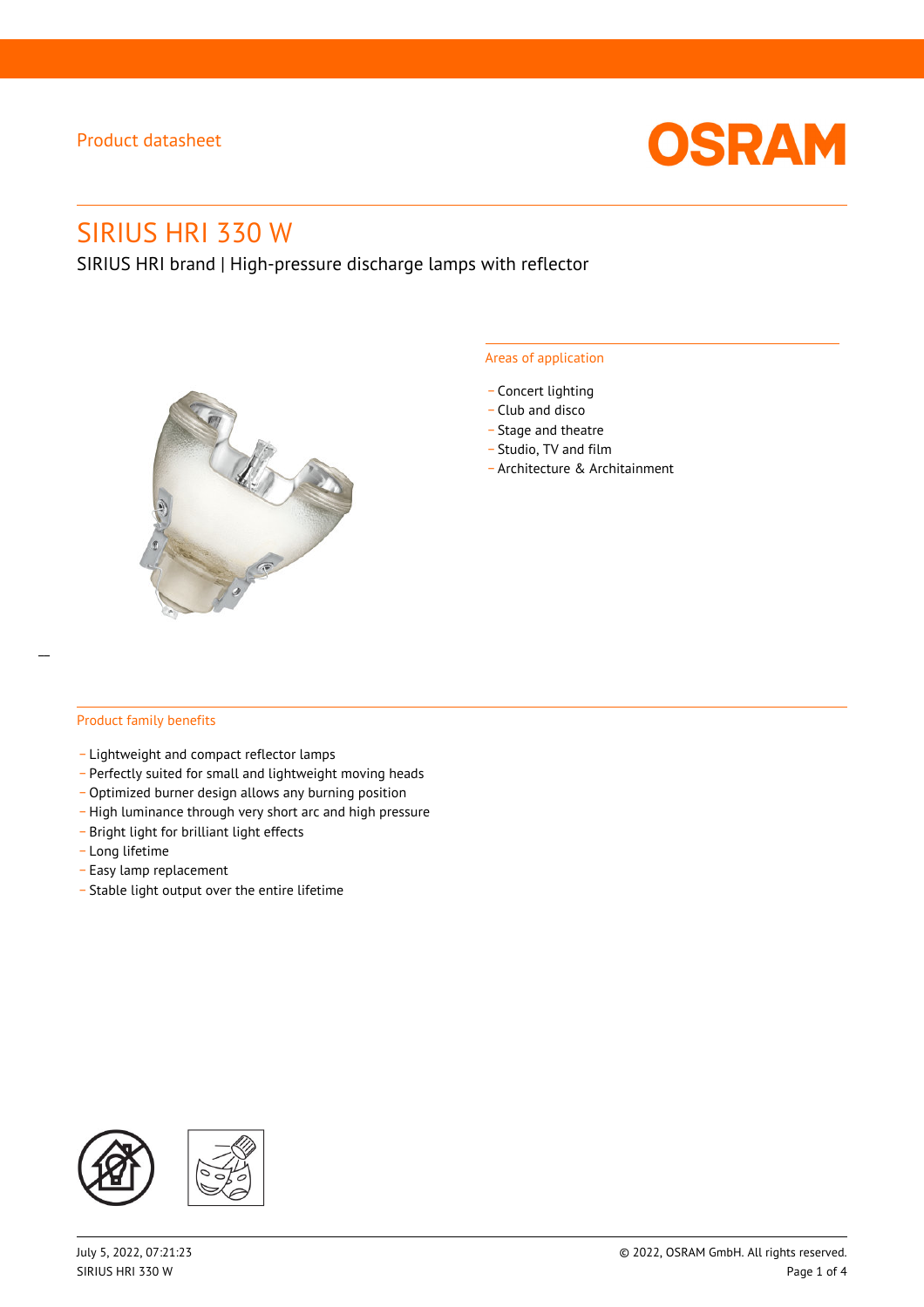Product datasheet

# SIRIUS HRI 330 W

SIRIUS HRI brand | High-pressure discharge lamps with reflector

## Areas of application

- Concert lighting
- Club and disco
- Stage and theatre
- Studio, TV and film
- Architecture & Architainment

## Product family benefits

- Lightweight and compact reflector lamps
- Perfectly suited for small and lightweight moving heads
- Optimized burner design allows any burning position
- High luminance through very short arc and high pressure
- Bright light for brilliant light effects
- Long lifetime
- Easy lamp replacement
- Stable light output over the entire lifetime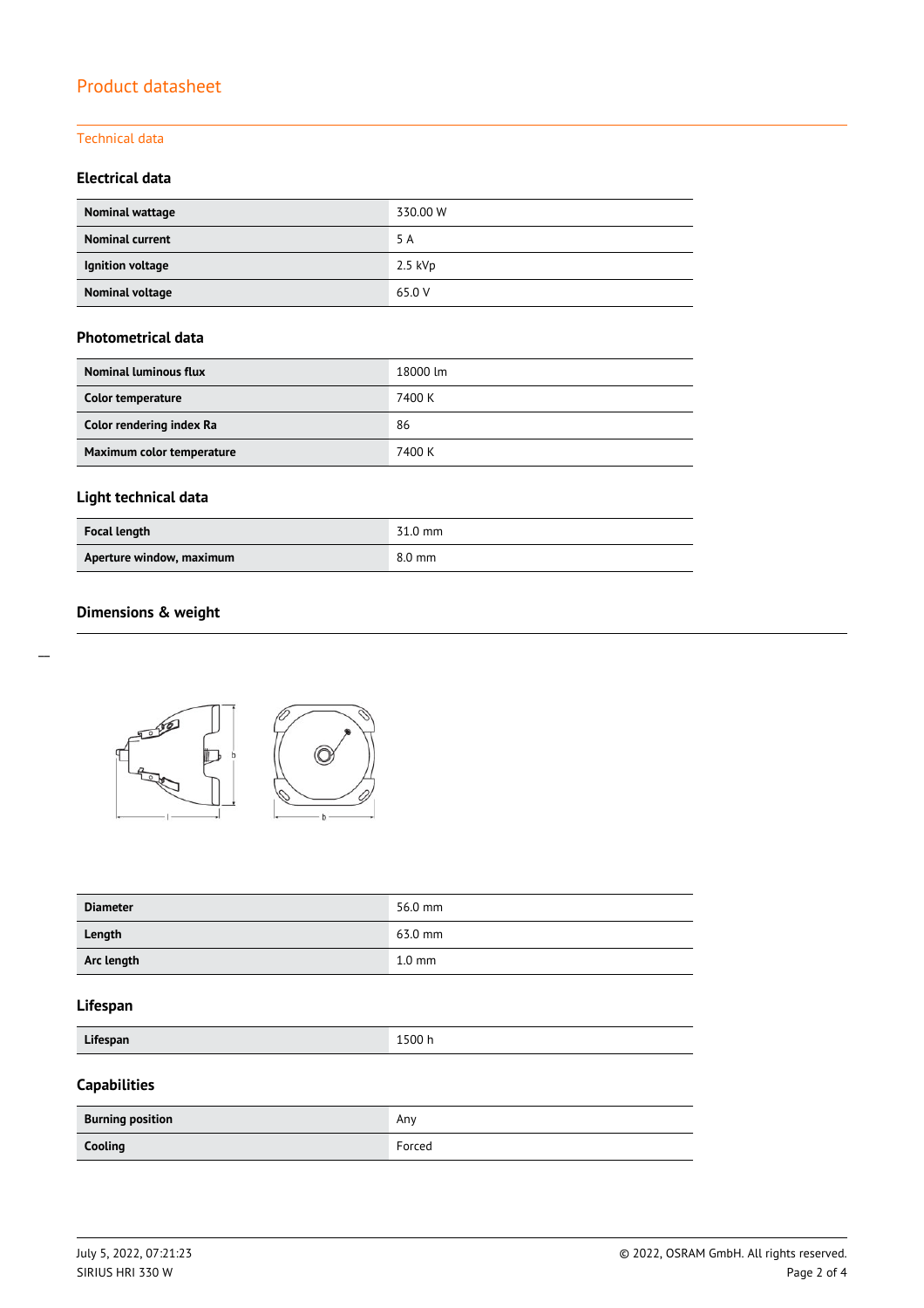# Product datasheet

## Technical data

### Electrical data

| Nominal wattage | 330.00 W |
|---|---|
| Nominal current | 5 A |
| Ignition voltage | 2.5 kVp |
| Nominal voltage | 65.0 V |

### Photometrical data

| Nominal luminous flux | 18000 lm |
|---|---|
| Color temperature | 7400 K |
| Color rendering index Ra | 86 |
| Maximum color temperature | 7400 K |

### Light technical data

| Focal length | 31.0 mm |
|---|---|
| Aperture window, maximum | 8.0 mm |

### Dimensions & weight

| Diameter | 56.0 mm |
|---|---|
| Length | 63.0 mm |
| Arc length | 1.0 mm |

### Lifespan

| Lifespan | 1500 h |
|---|---|

### Capabilities

| Burning position | Any |
|---|---|
| Cooling | Forced |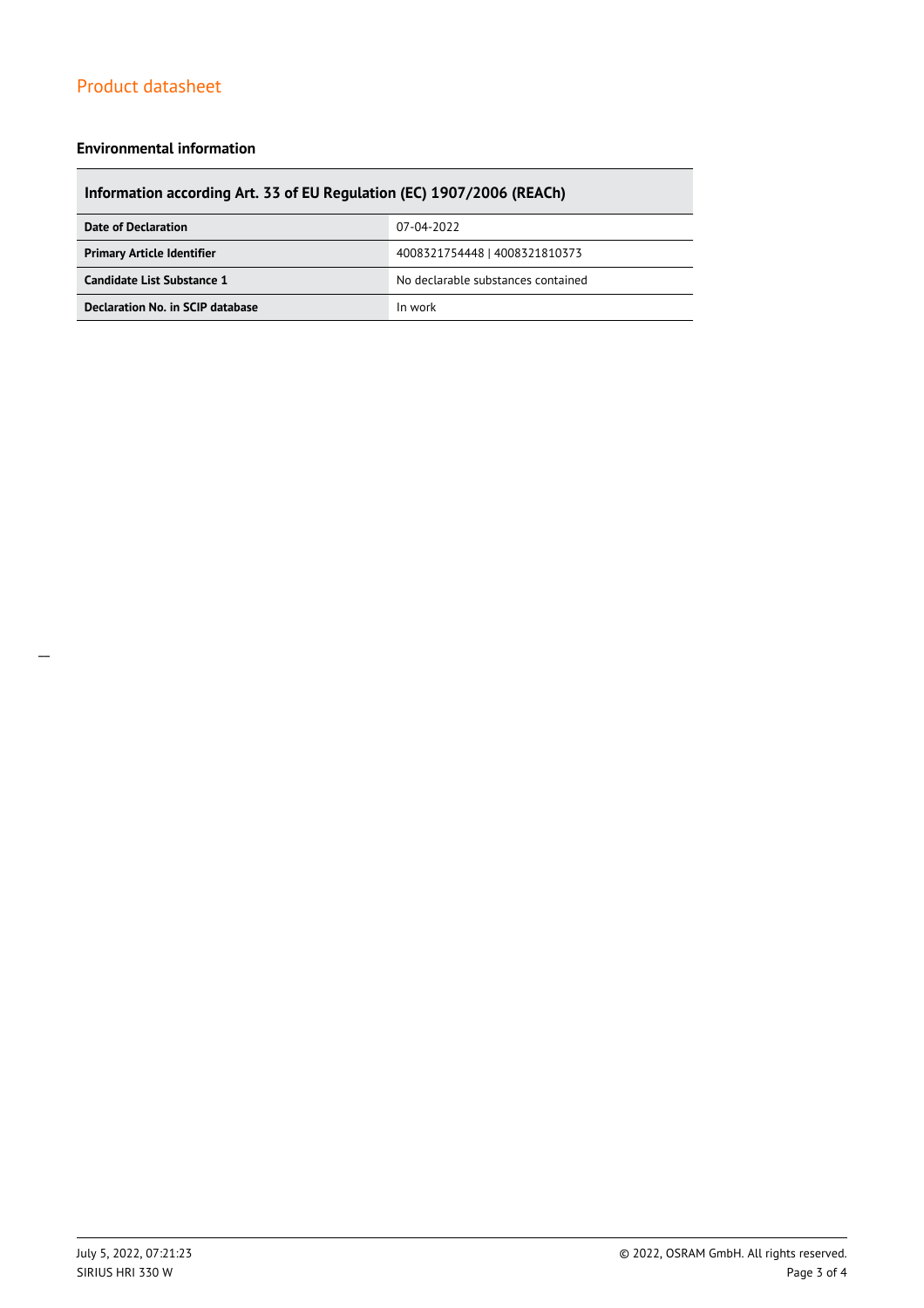## Environmental information

| Information according Art. 33 of EU Regulation (EC) 1907/2006 (REACh) | |
|---|---|
| **Date of Declaration** | 07-04-2022 |
| **Primary Article Identifier** | 4008321754448 \| 4008321810373 |
| **Candidate List Substance 1** | No declarable substances contained |
| **Declaration No. in SCIP database** | In work |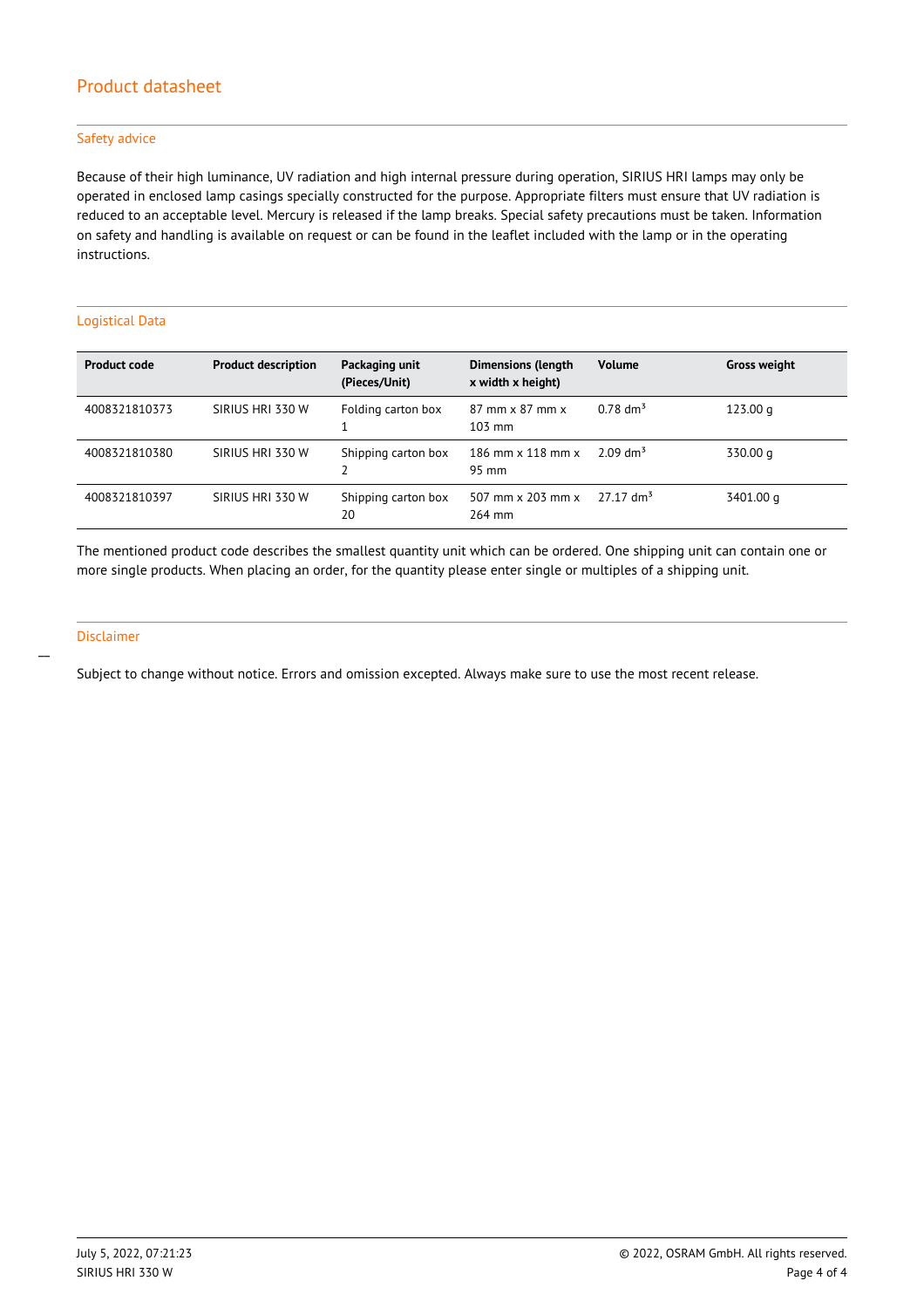# Product datasheet

## Safety advice

Because of their high luminance, UV radiation and high internal pressure during operation, SIRIUS HRI lamps may only be operated in enclosed lamp casings specially constructed for the purpose. Appropriate filters must ensure that UV radiation is reduced to an acceptable level. Mercury is released if the lamp breaks. Special safety precautions must be taken. Information on safety and handling is available on request or can be found in the leaflet included with the lamp or in the operating instructions.

## Logistical Data

| Product code | Product description | Packaging unit (Pieces/Unit) | Dimensions (length x width x height) | Volume | Gross weight |
|---|---|---|---|---|---|
| 4008321810373 | SIRIUS HRI 330 W | Folding carton box 1 | 87 mm x 87 mm x 103 mm | 0.78 $dm^3$ | 123.00 g |
| 4008321810380 | SIRIUS HRI 330 W | Shipping carton box 2 | 186 mm x 118 mm x 95 mm | 2.09 $dm^3$ | 330.00 g |
| 4008321810397 | SIRIUS HRI 330 W | Shipping carton box 20 | 507 mm x 203 mm x 264 mm | 27.17 $dm^3$ | 3401.00 g |

The mentioned product code describes the smallest quantity unit which can be ordered. One shipping unit can contain one or more single products. When placing an order, for the quantity please enter single or multiples of a shipping unit.

## Disclaimer

Subject to change without notice. Errors and omission excepted. Always make sure to use the most recent release.